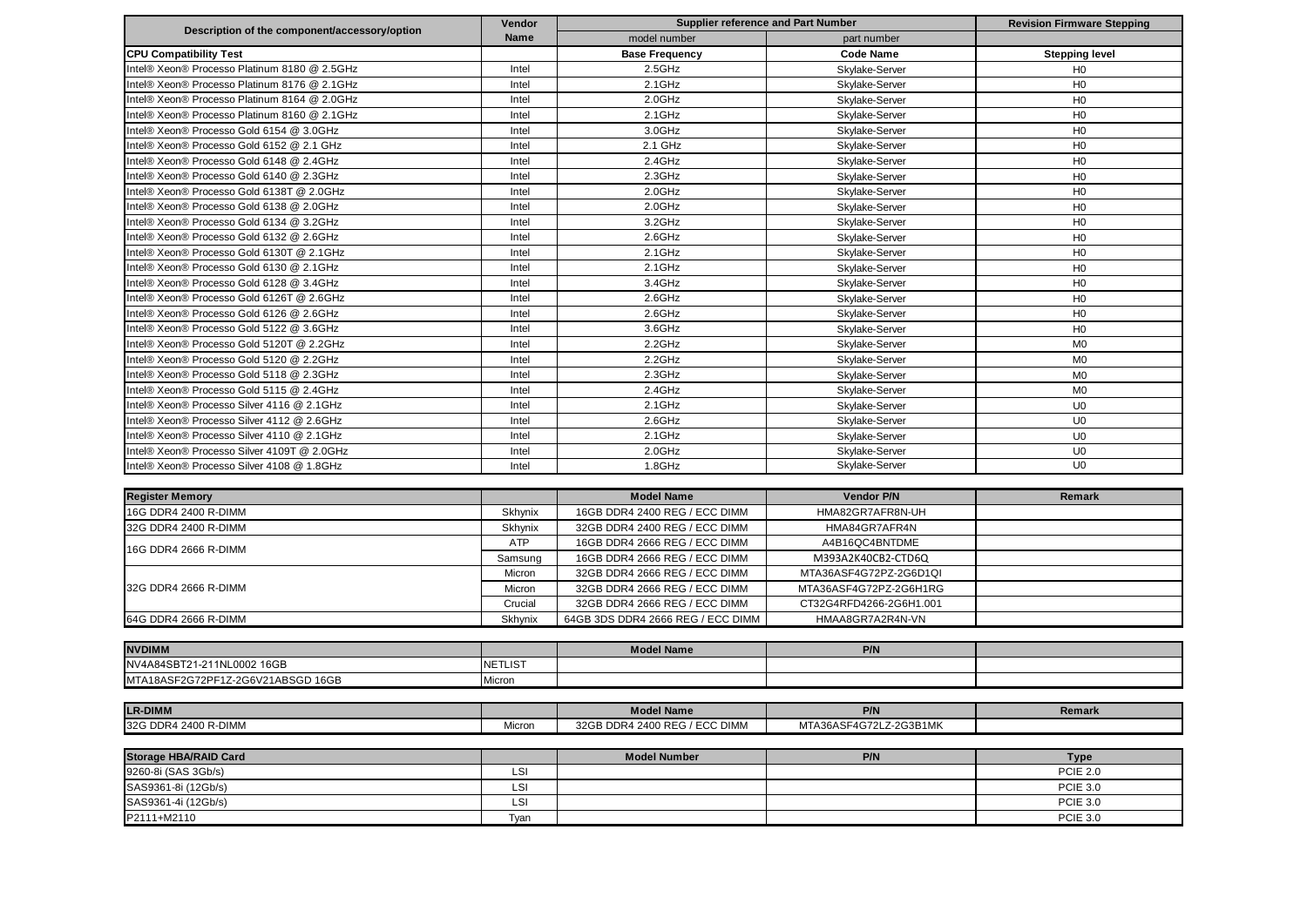| Description of the component/accessory/option | Vendor Name | Supplier reference and Part Number | | Revision Firmware Stepping |
|---|---|---|---|---|
| | | model number | part number | |
| **CPU Compatibility Test** | | **Base Frequency** | **Code Name** | **Stepping level** |
| Intel® Xeon® Processo Platinum 8180 @ 2.5GHz | Intel | 2.5GHz | Skylake-Server | H0 |
| Intel® Xeon® Processo Platinum 8176 @ 2.1GHz | Intel | 2.1GHz | Skylake-Server | H0 |
| Intel® Xeon® Processo Platinum 8164 @ 2.0GHz | Intel | 2.0GHz | Skylake-Server | H0 |
| Intel® Xeon® Processo Platinum 8160 @ 2.1GHz | Intel | 2.1GHz | Skylake-Server | H0 |
| Intel® Xeon® Processo Gold 6154 @ 3.0GHz | Intel | 3.0GHz | Skylake-Server | H0 |
| Intel® Xeon® Processo Gold 6152 @ 2.1 GHz | Intel | 2.1 GHz | Skylake-Server | H0 |
| Intel® Xeon® Processo Gold 6148 @ 2.4GHz | Intel | 2.4GHz | Skylake-Server | H0 |
| Intel® Xeon® Processo Gold 6140 @ 2.3GHz | Intel | 2.3GHz | Skylake-Server | H0 |
| Intel® Xeon® Processo Gold 6138T @ 2.0GHz | Intel | 2.0GHz | Skylake-Server | H0 |
| Intel® Xeon® Processo Gold 6138 @ 2.0GHz | Intel | 2.0GHz | Skylake-Server | H0 |
| Intel® Xeon® Processo Gold 6134 @ 3.2GHz | Intel | 3.2GHz | Skylake-Server | H0 |
| Intel® Xeon® Processo Gold 6132 @ 2.6GHz | Intel | 2.6GHz | Skylake-Server | H0 |
| Intel® Xeon® Processo Gold 6130T @ 2.1GHz | Intel | 2.1GHz | Skylake-Server | H0 |
| Intel® Xeon® Processo Gold 6130 @ 2.1GHz | Intel | 2.1GHz | Skylake-Server | H0 |
| Intel® Xeon® Processo Gold 6128 @ 3.4GHz | Intel | 3.4GHz | Skylake-Server | H0 |
| Intel® Xeon® Processo Gold 6126T @ 2.6GHz | Intel | 2.6GHz | Skylake-Server | H0 |
| Intel® Xeon® Processo Gold 6126 @ 2.6GHz | Intel | 2.6GHz | Skylake-Server | H0 |
| Intel® Xeon® Processo Gold 5122 @ 3.6GHz | Intel | 3.6GHz | Skylake-Server | H0 |
| Intel® Xeon® Processo Gold 5120T @ 2.2GHz | Intel | 2.2GHz | Skylake-Server | M0 |
| Intel® Xeon® Processo Gold 5120 @ 2.2GHz | Intel | 2.2GHz | Skylake-Server | M0 |
| Intel® Xeon® Processo Gold 5118 @ 2.3GHz | Intel | 2.3GHz | Skylake-Server | M0 |
| Intel® Xeon® Processo Gold 5115 @ 2.4GHz | Intel | 2.4GHz | Skylake-Server | M0 |
| Intel® Xeon® Processo Silver 4116 @ 2.1GHz | Intel | 2.1GHz | Skylake-Server | U0 |
| Intel® Xeon® Processo Silver 4112 @ 2.6GHz | Intel | 2.6GHz | Skylake-Server | U0 |
| Intel® Xeon® Processo Silver 4110 @ 2.1GHz | Intel | 2.1GHz | Skylake-Server | U0 |
| Intel® Xeon® Processo Silver 4109T @ 2.0GHz | Intel | 2.0GHz | Skylake-Server | U0 |
| Intel® Xeon® Processo Silver 4108 @ 1.8GHz | Intel | 1.8GHz | Skylake-Server | U0 |

| **Register Memory** | | **Model Name** | **Vendor P/N** | **Remark** |
|---|---|---|---|---|
| 16G DDR4 2400 R-DIMM | Skhynix | 16GB DDR4 2400 REG / ECC DIMM | HMA82GR7AFR8N-UH | |
| 32G DDR4 2400 R-DIMM | Skhynix | 32GB DDR4 2400 REG / ECC DIMM | HMA84GR7AFR4N | |
| 16G DDR4 2666 R-DIMM | ATP | 16GB DDR4 2666 REG / ECC DIMM | A4B16QC4BNTDME | |
| | Samsung | 16GB DDR4 2666 REG / ECC DIMM | M393A2K40CB2-CTD6Q | |
| 32G DDR4 2666 R-DIMM | Micron | 32GB DDR4 2666 REG / ECC DIMM | MTA36ASF4G72PZ-2G6D1QI | |
| | Micron | 32GB DDR4 2666 REG / ECC DIMM | MTA36ASF4G72PZ-2G6H1RG | |
| | Crucial | 32GB DDR4 2666 REG / ECC DIMM | CT32G4RFD4266-2G6H1.001 | |
| 64G DDR4 2666 R-DIMM | Skhynix | 64GB 3DS DDR4 2666 REG / ECC DIMM | HMAA8GR7A2R4N-VN | |

| **NVDIMM** | | **Model Name** | **P/N** | |
|---|---|---|---|---|
| NV4A84SBT21-211NL0002 16GB | NETLIST | | | |
| MTA18ASF2G72PF1Z-2G6V21ABSGD 16GB | Micron | | | |

| **LR-DIMM** | | **Model Name** | **P/N** | **Remark** |
|---|---|---|---|---|
| 32G DDR4 2400 R-DIMM | Micron | 32GB DDR4 2400 REG / ECC DIMM | MTA36ASF4G72LZ-2G3B1MK | |

| **Storage HBA/RAID Card** | | **Model Number** | **P/N** | **Type** |
|---|---|---|---|---|
| 9260-8i (SAS 3Gb/s) | LSI | | | PCIE 2.0 |
| SAS9361-8i (12Gb/s) | LSI | | | PCIE 3.0 |
| SAS9361-4i (12Gb/s) | LSI | | | PCIE 3.0 |
| P2111+M2110 | Tyan | | | PCIE 3.0 |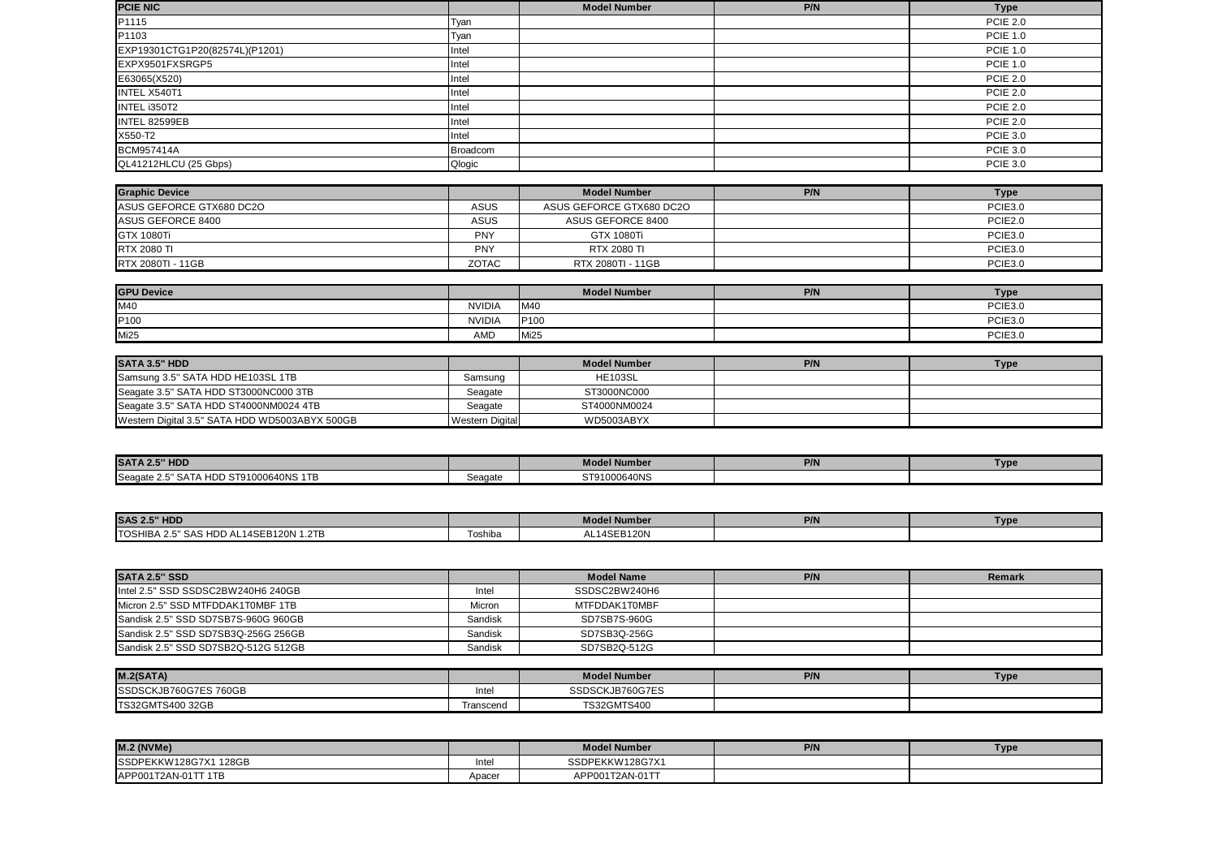| PCIE NIC | | Model Number | P/N | Type |
|---|---|---|---|---|
| P1115 | Tyan | | | PCIE 2.0 |
| P1103 | Tyan | | | PCIE 1.0 |
| EXP19301CTG1P20(82574L)(P1201) | Intel | | | PCIE 1.0 |
| EXPX9501FXSRGP5 | Intel | | | PCIE 1.0 |
| E63065(X520) | Intel | | | PCIE 2.0 |
| INTEL X540T1 | Intel | | | PCIE 2.0 |
| INTEL i350T2 | Intel | | | PCIE 2.0 |
| INTEL 82599EB | Intel | | | PCIE 2.0 |
| X550-T2 | Intel | | | PCIE 3.0 |
| BCM957414A | Broadcom | | | PCIE 3.0 |
| QL41212HLCU (25 Gbps) | Qlogic | | | PCIE 3.0 |

| Graphic Device | | Model Number | P/N | Type |
|---|---|---|---|---|
| ASUS GEFORCE GTX680 DC2O | ASUS | ASUS GEFORCE GTX680 DC2O | | PCIE3.0 |
| ASUS GEFORCE 8400 | ASUS | ASUS GEFORCE 8400 | | PCIE2.0 |
| GTX 1080Ti | PNY | GTX 1080Ti | | PCIE3.0 |
| RTX 2080 TI | PNY | RTX 2080 TI | | PCIE3.0 |
| RTX 2080TI - 11GB | ZOTAC | RTX 2080TI - 11GB | | PCIE3.0 |

| GPU Device | | Model Number | P/N | Type |
|---|---|---|---|---|
| M40 | NVIDIA | M40 | | PCIE3.0 |
| P100 | NVIDIA | P100 | | PCIE3.0 |
| Mi25 | AMD | Mi25 | | PCIE3.0 |

| SATA 3.5" HDD | | Model Number | P/N | Type |
|---|---|---|---|---|
| Samsung 3.5" SATA HDD HE103SL 1TB | Samsung | HE103SL | | |
| Seagate 3.5" SATA HDD ST3000NC000 3TB | Seagate | ST3000NC000 | | |
| Seagate 3.5" SATA HDD ST4000NM0024 4TB | Seagate | ST4000NM0024 | | |
| Western Digital 3.5" SATA HDD WD5003ABYX 500GB | Western Digital | WD5003ABYX | | |

| SATA 2.5" HDD | | Model Number | P/N | Type |
|---|---|---|---|---|
| Seagate 2.5" SATA HDD ST91000640NS 1TB | Seagate | ST91000640NS | | |

| SAS 2.5" HDD | | Model Number | P/N | Type |
|---|---|---|---|---|
| TOSHIBA 2.5" SAS HDD AL14SEB120N 1.2TB | Toshiba | AL14SEB120N | | |

| SATA 2.5" SSD | | Model Name | P/N | Remark |
|---|---|---|---|---|
| Intel 2.5" SSD SSDSC2BW240H6 240GB | Intel | SSDSC2BW240H6 | | |
| Micron 2.5" SSD MTFDDAK1T0MBF 1TB | Micron | MTFDDAK1T0MBF | | |
| Sandisk 2.5" SSD SD7SB7S-960G 960GB | Sandisk | SD7SB7S-960G | | |
| Sandisk 2.5" SSD SD7SB3Q-256G 256GB | Sandisk | SD7SB3Q-256G | | |
| Sandisk 2.5" SSD SD7SB2Q-512G 512GB | Sandisk | SD7SB2Q-512G | | |

| M.2(SATA) | | Model Number | P/N | Type |
|---|---|---|---|---|
| SSDSCKJB760G7ES 760GB | Intel | SSDSCKJB760G7ES | | |
| TS32GMTS400 32GB | Transcend | TS32GMTS400 | | |

| M.2 (NVMe) | | Model Number | P/N | Type |
|---|---|---|---|---|
| SSDPEKKW128G7X1 128GB | Intel | SSDPEKKW128G7X1 | | |
| APP001T2AN-01TT 1TB | Apacer | APP001T2AN-01TT | | |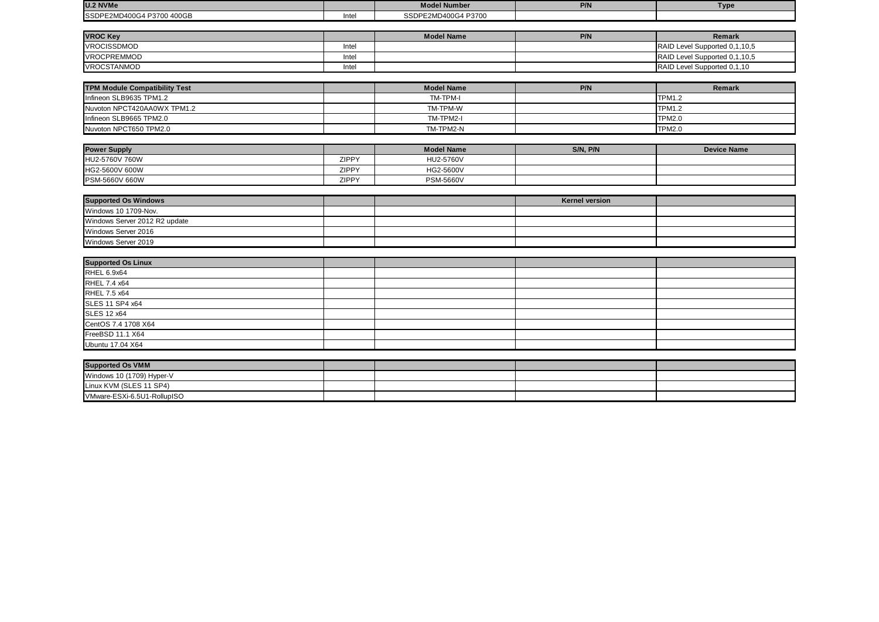| U.2 NVMe | | Model Number | P/N | Type |
|---|---|---|---|---|
| SSDPE2MD400G4 P3700 400GB | Intel | SSDPE2MD400G4 P3700 | | |

| VROC Key | | Model Name | P/N | Remark |
|---|---|---|---|---|
| VROCISSDMOD | Intel | | | RAID Level Supported 0,1,10,5 |
| VROCPREMMOD | Intel | | | RAID Level Supported 0,1,10,5 |
| VROCSTANMOD | Intel | | | RAID Level Supported 0,1,10 |

| TPM Module Compatibility Test | | Model Name | P/N | Remark |
|---|---|---|---|---|
| Infineon SLB9635 TPM1.2 | | TM-TPM-I | | TPM1.2 |
| Nuvoton NPCT420AA0WX TPM1.2 | | TM-TPM-W | | TPM1.2 |
| Infineon SLB9665 TPM2.0 | | TM-TPM2-I | | TPM2.0 |
| Nuvoton NPCT650 TPM2.0 | | TM-TPM2-N | | TPM2.0 |

| Power Supply | | Model Name | S/N, P/N | Device Name |
|---|---|---|---|---|
| HU2-5760V 760W | ZIPPY | HU2-5760V | | |
| HG2-5600V 600W | ZIPPY | HG2-5600V | | |
| PSM-5660V 660W | ZIPPY | PSM-5660V | | |

| Supported Os Windows | | | Kernel version | |
|---|---|---|---|---|
| Windows 10 1709-Nov. | | | | |
| Windows Server 2012 R2 update | | | | |
| Windows Server 2016 | | | | |
| Windows Server 2019 | | | | |

| Supported Os Linux | | | | |
|---|---|---|---|---|
| RHEL 6.9x64 | | | | |
| RHEL 7.4 x64 | | | | |
| RHEL 7.5 x64 | | | | |
| SLES 11 SP4 x64 | | | | |
| SLES 12 x64 | | | | |
| CentOS 7.4 1708 X64 | | | | |
| FreeBSD 11.1 X64 | | | | |
| Ubuntu 17.04 X64 | | | | |

| Supported Os VMM | | | | |
|---|---|---|---|---|
| Windows 10 (1709) Hyper-V | | | | |
| Linux KVM (SLES 11 SP4) | | | | |
| VMware-ESXi-6.5U1-RollupISO | | | | |